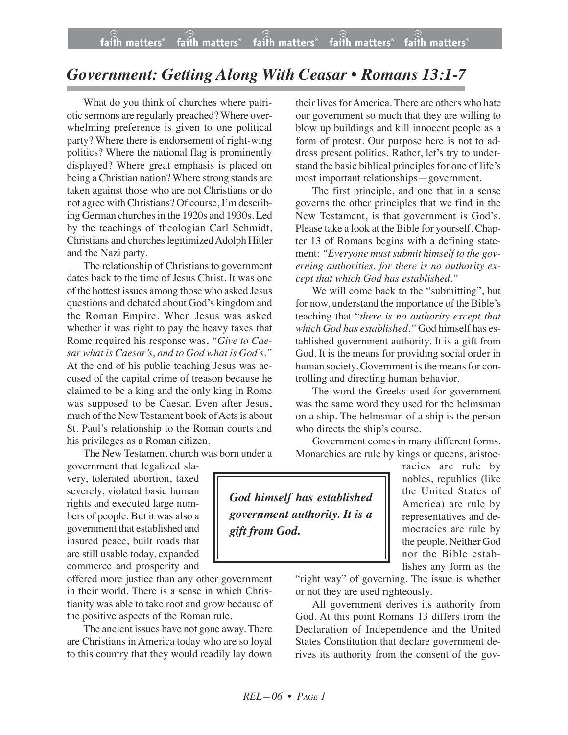# *Government: Getting Along With Ceasar • Romans 13:1-7*

What do you think of churches where patriotic sermons are regularly preached? Where overwhelming preference is given to one political party? Where there is endorsement of right-wing politics? Where the national flag is prominently displayed? Where great emphasis is placed on being a Christian nation? Where strong stands are taken against those who are not Christians or do not agree with Christians? Of course, I'm describing German churches in the 1920s and 1930s. Led by the teachings of theologian Carl Schmidt, Christians and churches legitimized Adolph Hitler and the Nazi party.

The relationship of Christians to government dates back to the time of Jesus Christ. It was one of the hottest issues among those who asked Jesus questions and debated about God's kingdom and the Roman Empire. When Jesus was asked whether it was right to pay the heavy taxes that Rome required his response was, *"Give to Caesar what is Caesar's, and to God what is God's."* At the end of his public teaching Jesus was accused of the capital crime of treason because he claimed to be a king and the only king in Rome was supposed to be Caesar. Even after Jesus, much of the New Testament book of Acts is about St. Paul's relationship to the Roman courts and his privileges as a Roman citizen.

The New Testament church was born under a government that legalized slavery, tolerated abortion, taxed severely, violated basic human rights and executed large numbers of people. But it was also a government that established and insured peace, built roads that are still usable today, expanded commerce and prosperity and offered more justice than any other government in their world. There is a sense in which Christianity was able to take root and grow because of the positive aspects of the Roman rule.

The ancient issues have not gone away. There are Christians in America today who are so loyal to this country that they would readily lay down their lives for America. There are others who hate our government so much that they are willing to blow up buildings and kill innocent people as a form of protest. Our purpose here is not to address present politics. Rather, let's try to understand the basic biblical principles for one of life's most important relationships—government.

The first principle, and one that in a sense governs the other principles that we find in the New Testament, is that government is God's. Please take a look at the Bible for yourself. Chapter 13 of Romans begins with a defining statement: *"Everyone must submit himself to the governing authorities, for there is no authority except that which God has established."*

We will come back to the "submitting", but for now, understand the importance of the Bible's teaching that "*there is no authority except that which God has established."* God himself has established government authority. It is a gift from God. It is the means for providing social order in human society. Government is the means for controlling and directing human behavior.

The word the Greeks used for government was the same word they used for the helmsman on a ship. The helmsman of a ship is the person who directs the ship's course.

Government comes in many different forms. Monarchies are rule by kings or queens, aristocracies are rule by nobles, republics (like the United States of America) are rule by representatives and democracies are rule by the people. Neither God nor the Bible establishes any form as the "right way" of governing. The issue is whether or not they are used righteously.

> ***God himself has established government authority. It is a gift from God.***

All government derives its authority from God. At this point Romans 13 differs from the Declaration of Independence and the United States Constitution that declare government derives its authority from the consent of the gov-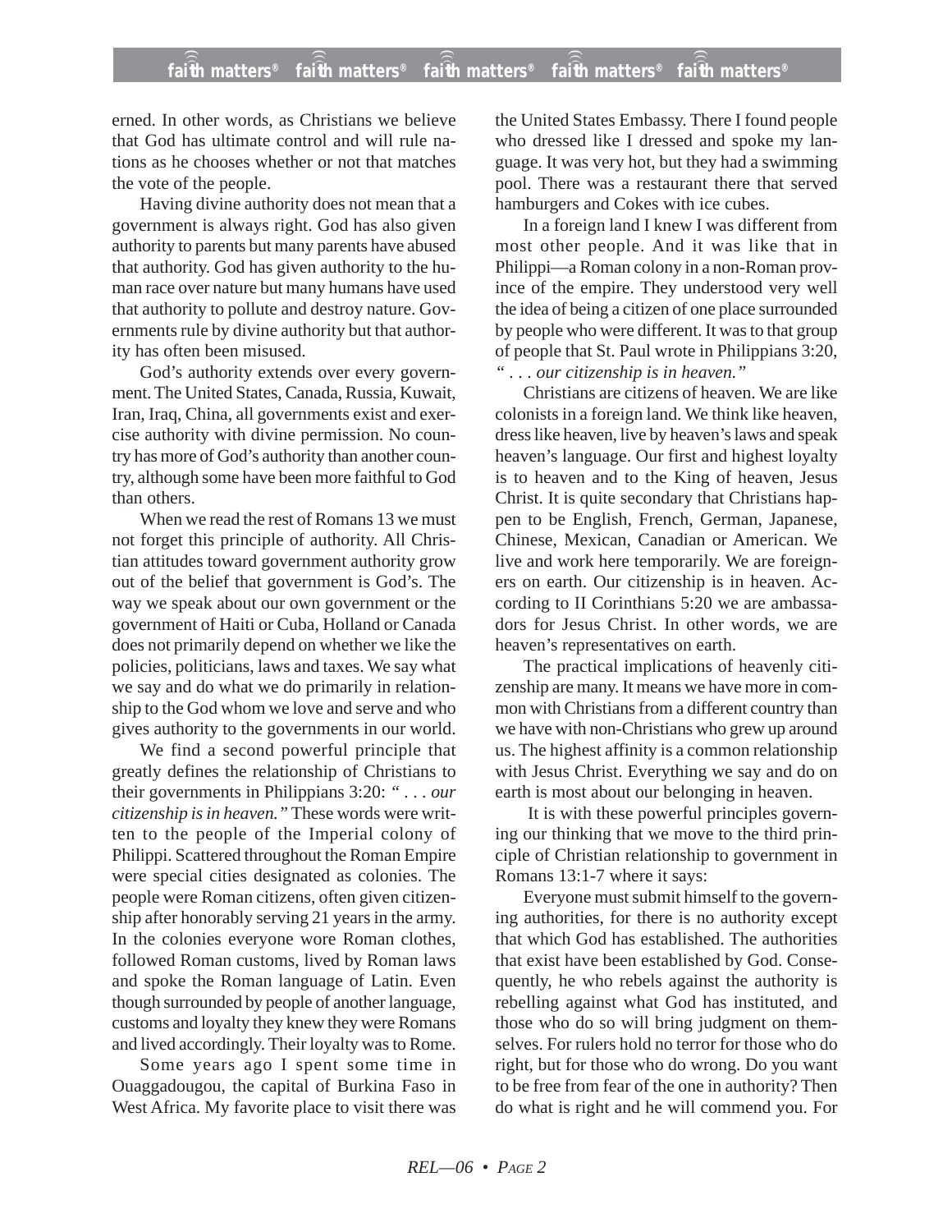erned. In other words, as Christians we believe that God has ultimate control and will rule nations as he chooses whether or not that matches the vote of the people.

Having divine authority does not mean that a government is always right. God has also given authority to parents but many parents have abused that authority. God has given authority to the human race over nature but many humans have used that authority to pollute and destroy nature. Governments rule by divine authority but that authority has often been misused.

God's authority extends over every government. The United States, Canada, Russia, Kuwait, Iran, Iraq, China, all governments exist and exercise authority with divine permission. No country has more of God's authority than another country, although some have been more faithful to God than others.

When we read the rest of Romans 13 we must not forget this principle of authority. All Christian attitudes toward government authority grow out of the belief that government is God's. The way we speak about our own government or the government of Haiti or Cuba, Holland or Canada does not primarily depend on whether we like the policies, politicians, laws and taxes. We say what we say and do what we do primarily in relationship to the God whom we love and serve and who gives authority to the governments in our world.

We find a second powerful principle that greatly defines the relationship of Christians to their governments in Philippians 3:20: *" . . . our citizenship is in heaven."* These words were written to the people of the Imperial colony of Philippi. Scattered throughout the Roman Empire were special cities designated as colonies. The people were Roman citizens, often given citizenship after honorably serving 21 years in the army. In the colonies everyone wore Roman clothes, followed Roman customs, lived by Roman laws and spoke the Roman language of Latin. Even though surrounded by people of another language, customs and loyalty they knew they were Romans and lived accordingly. Their loyalty was to Rome.

Some years ago I spent some time in Ouaggadougou, the capital of Burkina Faso in West Africa. My favorite place to visit there was the United States Embassy. There I found people who dressed like I dressed and spoke my language. It was very hot, but they had a swimming pool. There was a restaurant there that served hamburgers and Cokes with ice cubes.

In a foreign land I knew I was different from most other people. And it was like that in Philippi—a Roman colony in a non-Roman province of the empire. They understood very well the idea of being a citizen of one place surrounded by people who were different. It was to that group of people that St. Paul wrote in Philippians 3:20, *" . . . our citizenship is in heaven."*

Christians are citizens of heaven. We are like colonists in a foreign land. We think like heaven, dress like heaven, live by heaven's laws and speak heaven's language. Our first and highest loyalty is to heaven and to the King of heaven, Jesus Christ. It is quite secondary that Christians happen to be English, French, German, Japanese, Chinese, Mexican, Canadian or American. We live and work here temporarily. We are foreigners on earth. Our citizenship is in heaven. According to II Corinthians 5:20 we are ambassadors for Jesus Christ. In other words, we are heaven's representatives on earth.

The practical implications of heavenly citizenship are many. It means we have more in common with Christians from a different country than we have with non-Christians who grew up around us. The highest affinity is a common relationship with Jesus Christ. Everything we say and do on earth is most about our belonging in heaven.

It is with these powerful principles governing our thinking that we move to the third principle of Christian relationship to government in Romans 13:1-7 where it says:

Everyone must submit himself to the governing authorities, for there is no authority except that which God has established. The authorities that exist have been established by God. Consequently, he who rebels against the authority is rebelling against what God has instituted, and those who do so will bring judgment on themselves. For rulers hold no terror for those who do right, but for those who do wrong. Do you want to be free from fear of the one in authority? Then do what is right and he will commend you. For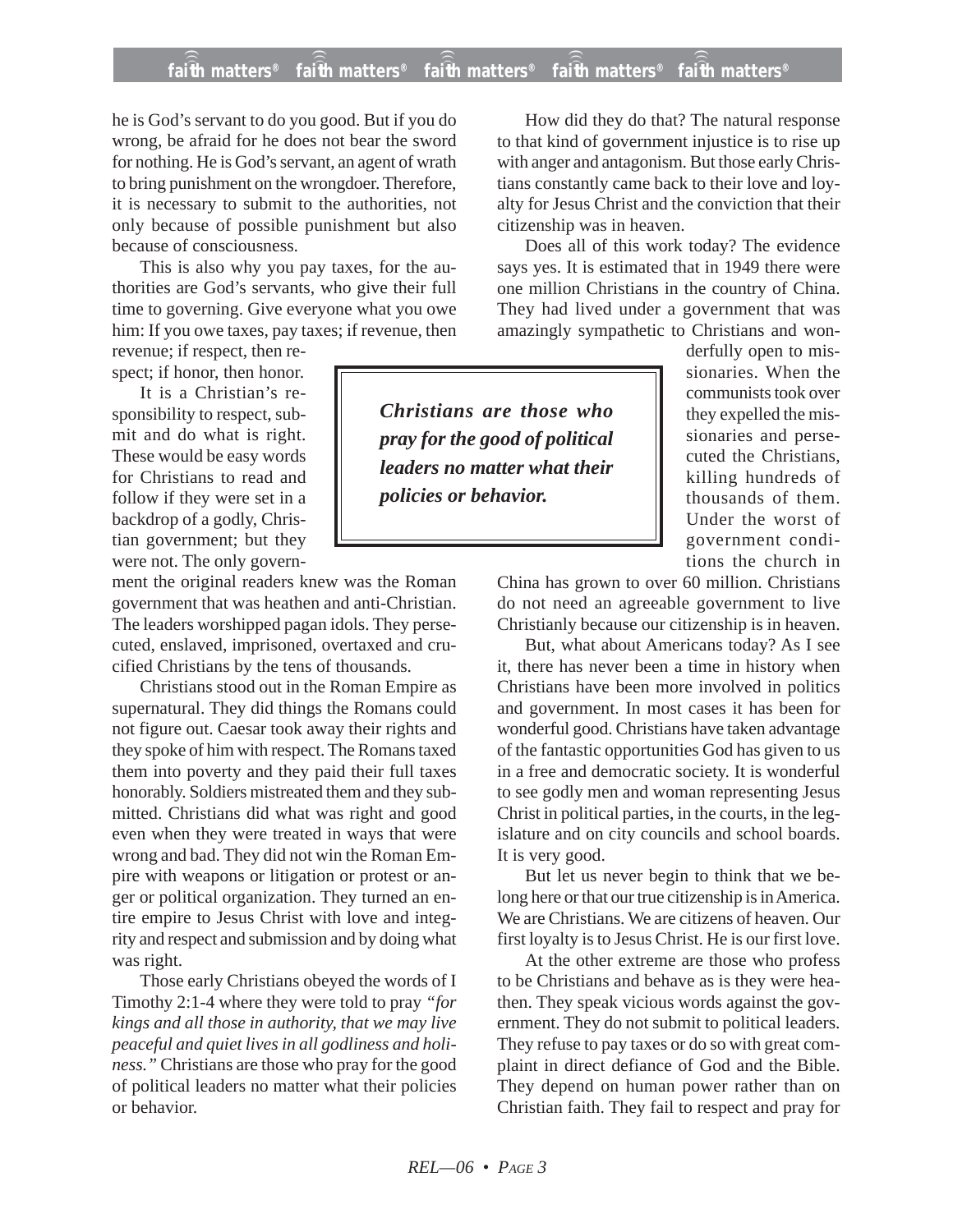he is God's servant to do you good. But if you do wrong, be afraid for he does not bear the sword for nothing. He is God's servant, an agent of wrath to bring punishment on the wrongdoer. Therefore, it is necessary to submit to the authorities, not only because of possible punishment but also because of consciousness.

This is also why you pay taxes, for the authorities are God's servants, who give their full time to governing. Give everyone what you owe him: If you owe taxes, pay taxes; if revenue, then revenue; if respect, then respect; if honor, then honor.

It is a Christian's responsibility to respect, submit and do what is right. These would be easy words for Christians to read and follow if they were set in a backdrop of a godly, Christian government; but they were not. The only government the original readers knew was the Roman government that was heathen and anti-Christian. The leaders worshipped pagan idols. They persecuted, enslaved, imprisoned, overtaxed and crucified Christians by the tens of thousands.

Christians stood out in the Roman Empire as supernatural. They did things the Romans could not figure out. Caesar took away their rights and they spoke of him with respect. The Romans taxed them into poverty and they paid their full taxes honorably. Soldiers mistreated them and they submitted. Christians did what was right and good even when they were treated in ways that were wrong and bad. They did not win the Roman Empire with weapons or litigation or protest or anger or political organization. They turned an entire empire to Jesus Christ with love and integrity and respect and submission and by doing what was right.

Those early Christians obeyed the words of I Timothy 2:1-4 where they were told to pray *"for kings and all those in authority, that we may live peaceful and quiet lives in all godliness and holiness."* Christians are those who pray for the good of political leaders no matter what their policies or behavior.

> ***Christians are those who pray for the good of political leaders no matter what their policies or behavior.***

How did they do that? The natural response to that kind of government injustice is to rise up with anger and antagonism. But those early Christians constantly came back to their love and loyalty for Jesus Christ and the conviction that their citizenship was in heaven.

Does all of this work today? The evidence says yes. It is estimated that in 1949 there were one million Christians in the country of China. They had lived under a government that was amazingly sympathetic to Christians and wonderfully open to missionaries. When the communists took over they expelled the missionaries and persecuted the Christians, killing hundreds of thousands of them. Under the worst of government conditions the church in China has grown to over 60 million. Christians do not need an agreeable government to live Christianly because our citizenship is in heaven.

But, what about Americans today? As I see it, there has never been a time in history when Christians have been more involved in politics and government. In most cases it has been for wonderful good. Christians have taken advantage of the fantastic opportunities God has given to us in a free and democratic society. It is wonderful to see godly men and woman representing Jesus Christ in political parties, in the courts, in the legislature and on city councils and school boards. It is very good.

But let us never begin to think that we belong here or that our true citizenship is in America. We are Christians. We are citizens of heaven. Our first loyalty is to Jesus Christ. He is our first love.

At the other extreme are those who profess to be Christians and behave as is they were heathen. They speak vicious words against the government. They do not submit to political leaders. They refuse to pay taxes or do so with great complaint in direct defiance of God and the Bible. They depend on human power rather than on Christian faith. They fail to respect and pray for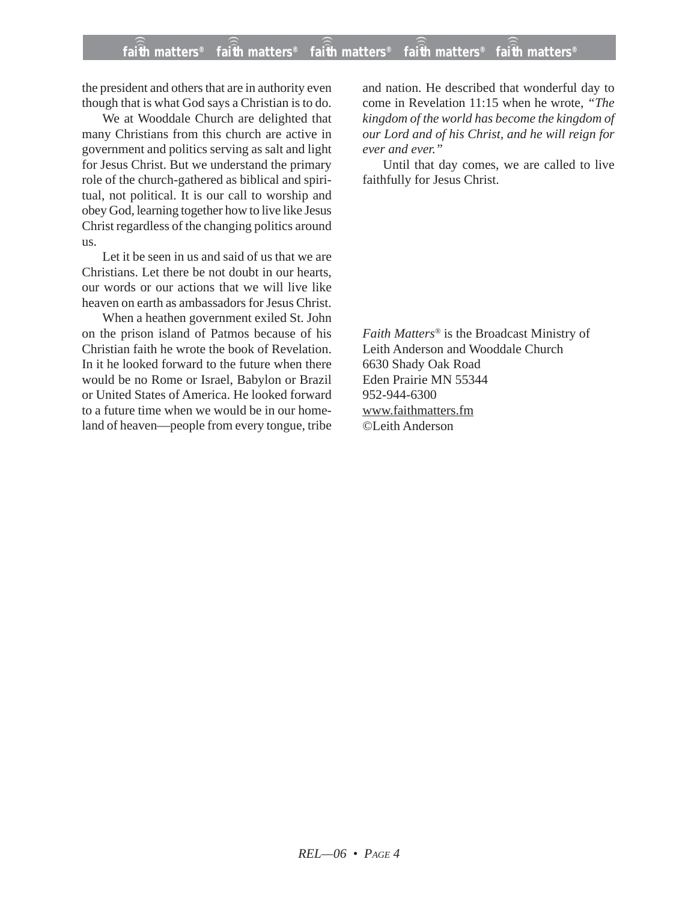the president and others that are in authority even though that is what God says a Christian is to do.

We at Wooddale Church are delighted that many Christians from this church are active in government and politics serving as salt and light for Jesus Christ. But we understand the primary role of the church-gathered as biblical and spiritual, not political. It is our call to worship and obey God, learning together how to live like Jesus Christ regardless of the changing politics around us.

Let it be seen in us and said of us that we are Christians. Let there be not doubt in our hearts, our words or our actions that we will live like heaven on earth as ambassadors for Jesus Christ.

When a heathen government exiled St. John on the prison island of Patmos because of his Christian faith he wrote the book of Revelation. In it he looked forward to the future when there would be no Rome or Israel, Babylon or Brazil or United States of America. He looked forward to a future time when we would be in our homeland of heaven—people from every tongue, tribe and nation. He described that wonderful day to come in Revelation 11:15 when he wrote, *"The kingdom of the world has become the kingdom of our Lord and of his Christ, and he will reign for ever and ever."*

Until that day comes, we are called to live faithfully for Jesus Christ.

*Faith Matters®* is the Broadcast Ministry of
Leith Anderson and Wooddale Church
6630 Shady Oak Road
Eden Prairie MN 55344
952-944-6300
www.faithmatters.fm
©Leith Anderson